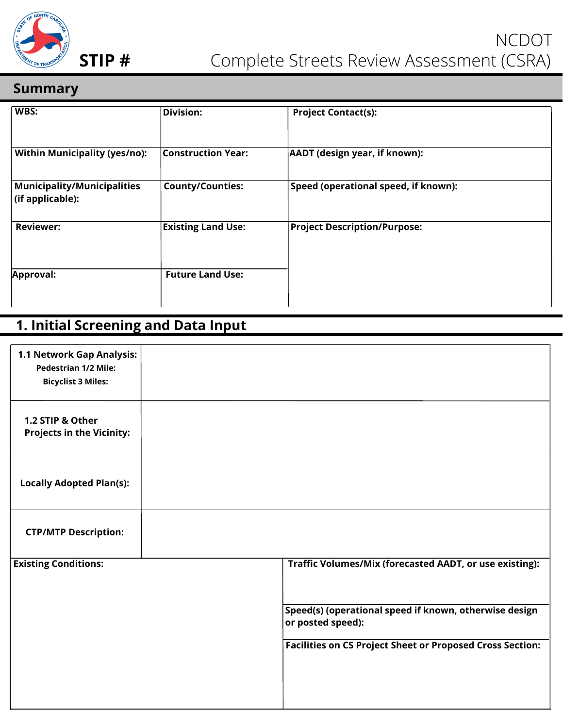# NCDOT Complete Streets Review Assessment (CSRA)

**STIP #**

## Summary

| WBS: | Division: | Project Contact(s): |
|---|---|---|
| **Within Municipality (yes/no):** | **Construction Year:** | **AADT (design year, if known):** |
| **Municipality/Municipalities (if applicable):** | **County/Counties:** | **Speed (operational speed, if known):** |
| **Reviewer:** | **Existing Land Use:** | **Project Description/Purpose:** |
| **Approval:** | **Future Land Use:** | |

## 1. Initial Screening and Data Input

| | |
|---|---|
| **1.1 Network Gap Analysis:**<br>**Pedestrian 1/2 Mile:**<br>**Bicyclist 3 Miles:** | |
| **1.2 STIP & Other Projects in the Vicinity:** | |
| **Locally Adopted Plan(s):** | |
| **CTP/MTP Description:** | |

| Existing Conditions: | Traffic Volumes/Mix (forecasted AADT, or use existing): |
|---|---|
| | **Speed(s) (operational speed if known, otherwise design or posted speed):** |
| | **Facilities on CS Project Sheet or Proposed Cross Section:** |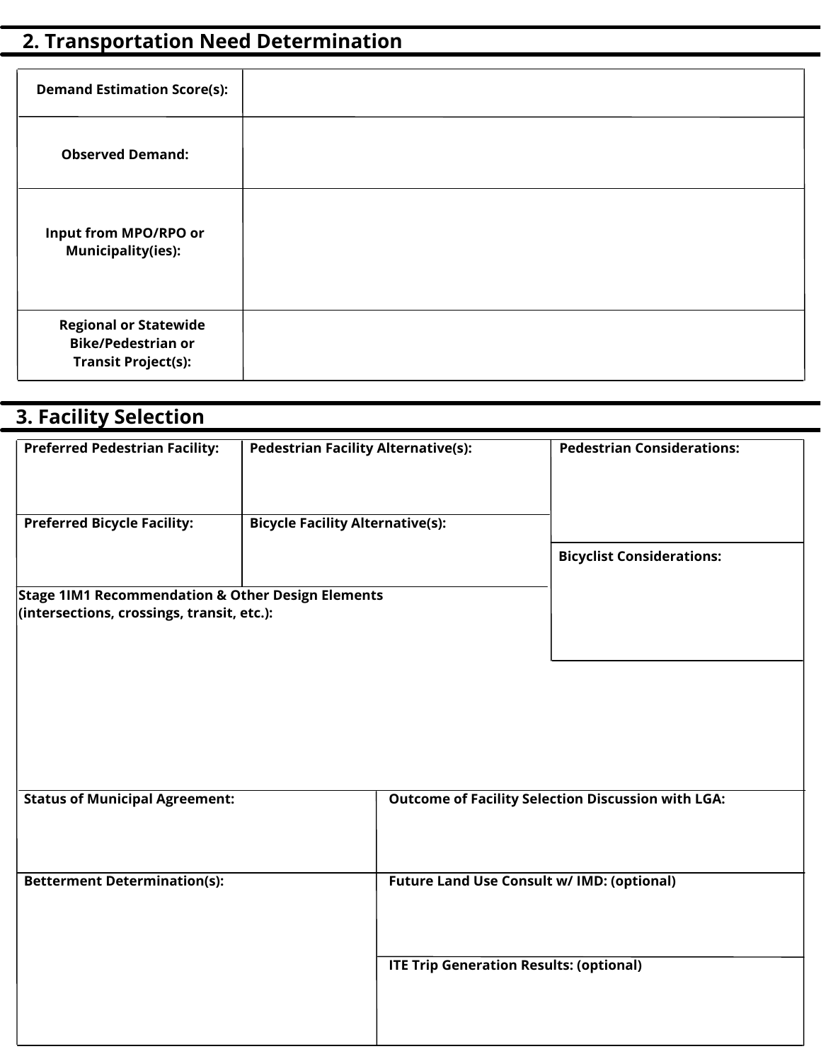## 2. Transportation Need Determination

| | |
|---|---|
| **Demand Estimation Score(s):** | |
| **Observed Demand:** | |
| **Input from MPO/RPO or Municipality(ies):** | |
| **Regional or Statewide Bike/Pedestrian or Transit Project(s):** | |

## 3. Facility Selection

| | | |
|---|---|---|
| **Preferred Pedestrian Facility:** | **Pedestrian Facility Alternative(s):** | **Pedestrian Considerations:** |
| **Preferred Bicycle Facility:** | **Bicycle Facility Alternative(s):** | **Bicyclist Considerations:** |

**Stage 1IM1 Recommendation & Other Design Elements (intersections, crossings, transit, etc.):**

| | |
|---|---|
| **Status of Municipal Agreement:** | **Outcome of Facility Selection Discussion with LGA:** |
| **Betterment Determination(s):** | **Future Land Use Consult w/ IMD: (optional)** |
| | **ITE Trip Generation Results: (optional)** |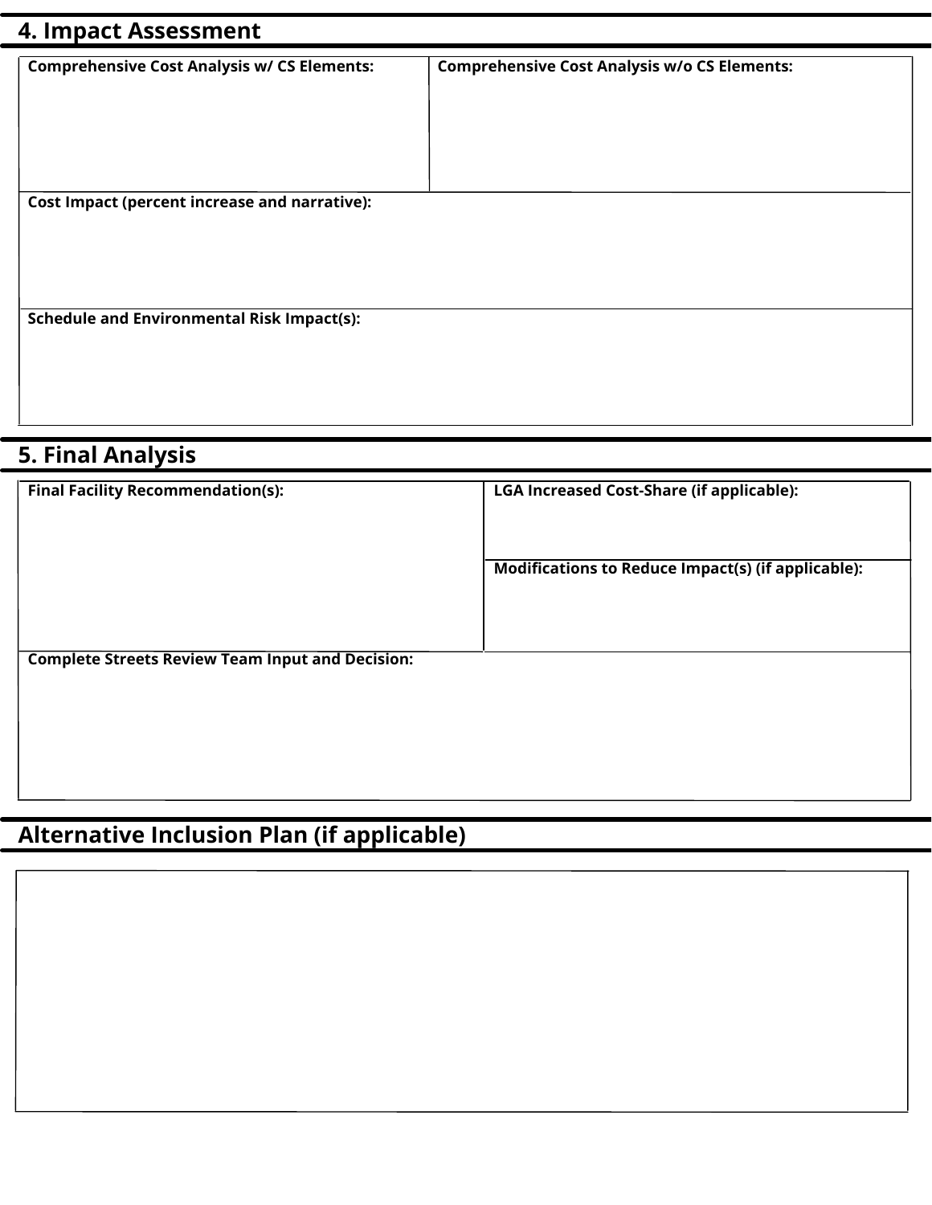## 4. Impact Assessment

| | |
|---|---|
| **Comprehensive Cost Analysis w/ CS Elements:** | **Comprehensive Cost Analysis w/o CS Elements:** |
| **Cost Impact (percent increase and narrative):** | |
| **Schedule and Environmental Risk Impact(s):** | |

## 5. Final Analysis

| | |
|---|---|
| **Final Facility Recommendation(s):** | **LGA Increased Cost-Share (if applicable):** |
| | **Modifications to Reduce Impact(s) (if applicable):** |
| **Complete Streets Review Team Input and Decision:** | |

## Alternative Inclusion Plan (if applicable)